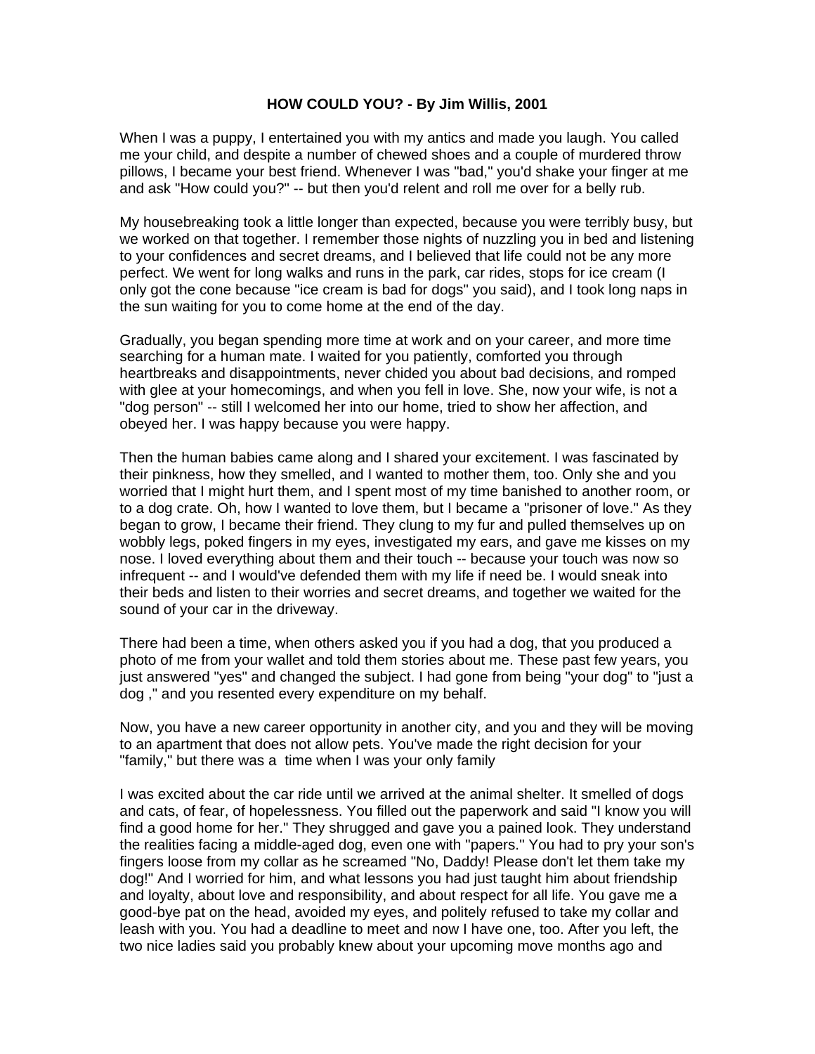**HOW COULD YOU? - By Jim Willis, 2001**

When I was a puppy, I entertained you with my antics and made you laugh. You called me your child, and despite a number of chewed shoes and a couple of murdered throw pillows, I became your best friend. Whenever I was "bad," you'd shake your finger at me and ask "How could you?" -- but then you'd relent and roll me over for a belly rub.

My housebreaking took a little longer than expected, because you were terribly busy, but we worked on that together. I remember those nights of nuzzling you in bed and listening to your confidences and secret dreams, and I believed that life could not be any more perfect. We went for long walks and runs in the park, car rides, stops for ice cream (I only got the cone because "ice cream is bad for dogs" you said), and I took long naps in the sun waiting for you to come home at the end of the day.

Gradually, you began spending more time at work and on your career, and more time searching for a human mate. I waited for you patiently, comforted you through heartbreaks and disappointments, never chided you about bad decisions, and romped with glee at your homecomings, and when you fell in love. She, now your wife, is not a "dog person" -- still I welcomed her into our home, tried to show her affection, and obeyed her. I was happy because you were happy.

Then the human babies came along and I shared your excitement. I was fascinated by their pinkness, how they smelled, and I wanted to mother them, too. Only she and you worried that I might hurt them, and I spent most of my time banished to another room, or to a dog crate. Oh, how I wanted to love them, but I became a "prisoner of love." As they began to grow, I became their friend. They clung to my fur and pulled themselves up on wobbly legs, poked fingers in my eyes, investigated my ears, and gave me kisses on my nose. I loved everything about them and their touch -- because your touch was now so infrequent -- and I would've defended them with my life if need be. I would sneak into their beds and listen to their worries and secret dreams, and together we waited for the sound of your car in the driveway.

There had been a time, when others asked you if you had a dog, that you produced a photo of me from your wallet and told them stories about me. These past few years, you just answered "yes" and changed the subject. I had gone from being "your dog" to "just a dog ," and you resented every expenditure on my behalf.

Now, you have a new career opportunity in another city, and you and they will be moving to an apartment that does not allow pets. You've made the right decision for your "family," but there was a time when I was your only family

I was excited about the car ride until we arrived at the animal shelter. It smelled of dogs and cats, of fear, of hopelessness. You filled out the paperwork and said "I know you will find a good home for her." They shrugged and gave you a pained look. They understand the realities facing a middle-aged dog, even one with "papers." You had to pry your son's fingers loose from my collar as he screamed "No, Daddy! Please don't let them take my dog!" And I worried for him, and what lessons you had just taught him about friendship and loyalty, about love and responsibility, and about respect for all life. You gave me a good-bye pat on the head, avoided my eyes, and politely refused to take my collar and leash with you. You had a deadline to meet and now I have one, too. After you left, the two nice ladies said you probably knew about your upcoming move months ago and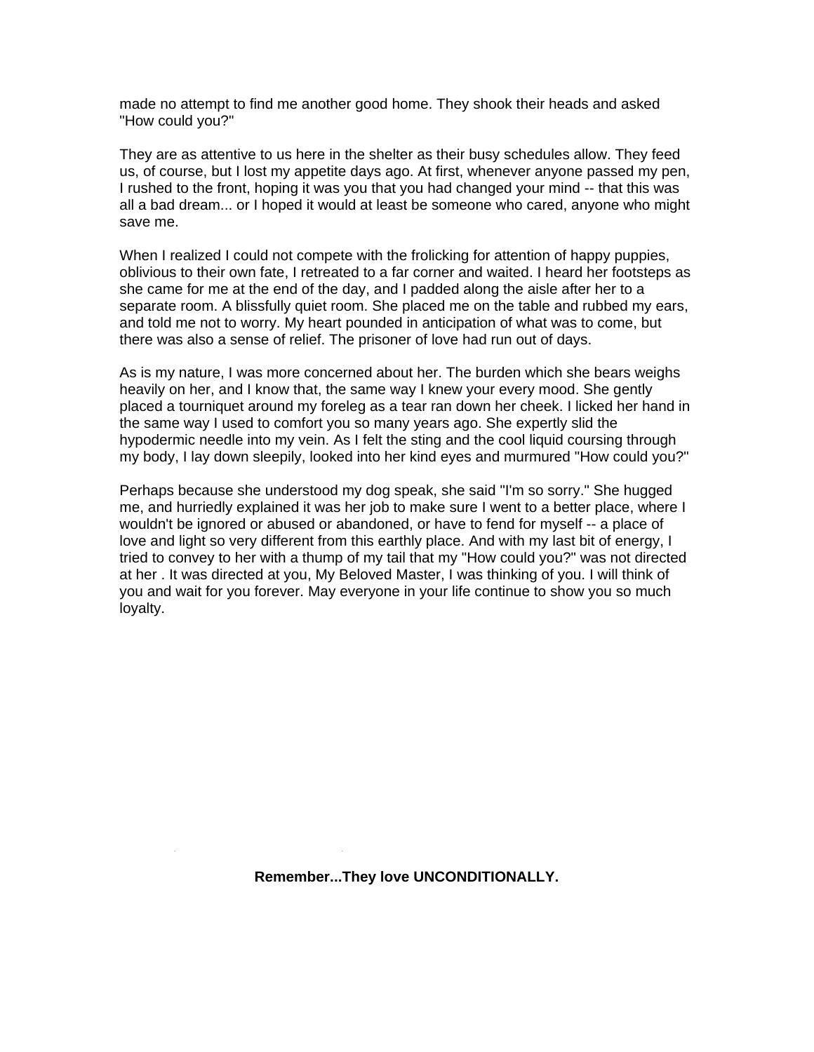made no attempt to find me another good home. They shook their heads and asked "How could you?"

They are as attentive to us here in the shelter as their busy schedules allow. They feed us, of course, but I lost my appetite days ago. At first, whenever anyone passed my pen, I rushed to the front, hoping it was you that you had changed your mind -- that this was all a bad dream... or I hoped it would at least be someone who cared, anyone who might save me.

When I realized I could not compete with the frolicking for attention of happy puppies, oblivious to their own fate, I retreated to a far corner and waited. I heard her footsteps as she came for me at the end of the day, and I padded along the aisle after her to a separate room. A blissfully quiet room. She placed me on the table and rubbed my ears, and told me not to worry. My heart pounded in anticipation of what was to come, but there was also a sense of relief. The prisoner of love had run out of days.

As is my nature, I was more concerned about her. The burden which she bears weighs heavily on her, and I know that, the same way I knew your every mood. She gently placed a tourniquet around my foreleg as a tear ran down her cheek. I licked her hand in the same way I used to comfort you so many years ago. She expertly slid the hypodermic needle into my vein. As I felt the sting and the cool liquid coursing through my body, I lay down sleepily, looked into her kind eyes and murmured "How could you?"

Perhaps because she understood my dog speak, she said "I'm so sorry." She hugged me, and hurriedly explained it was her job to make sure I went to a better place, where I wouldn't be ignored or abused or abandoned, or have to fend for myself -- a place of love and light so very different from this earthly place. And with my last bit of energy, I tried to convey to her with a thump of my tail that my "How could you?" was not directed at her . It was directed at you, My Beloved Master, I was thinking of you. I will think of you and wait for you forever. May everyone in your life continue to show you so much loyalty.

**Remember...They love UNCONDITIONALLY.**